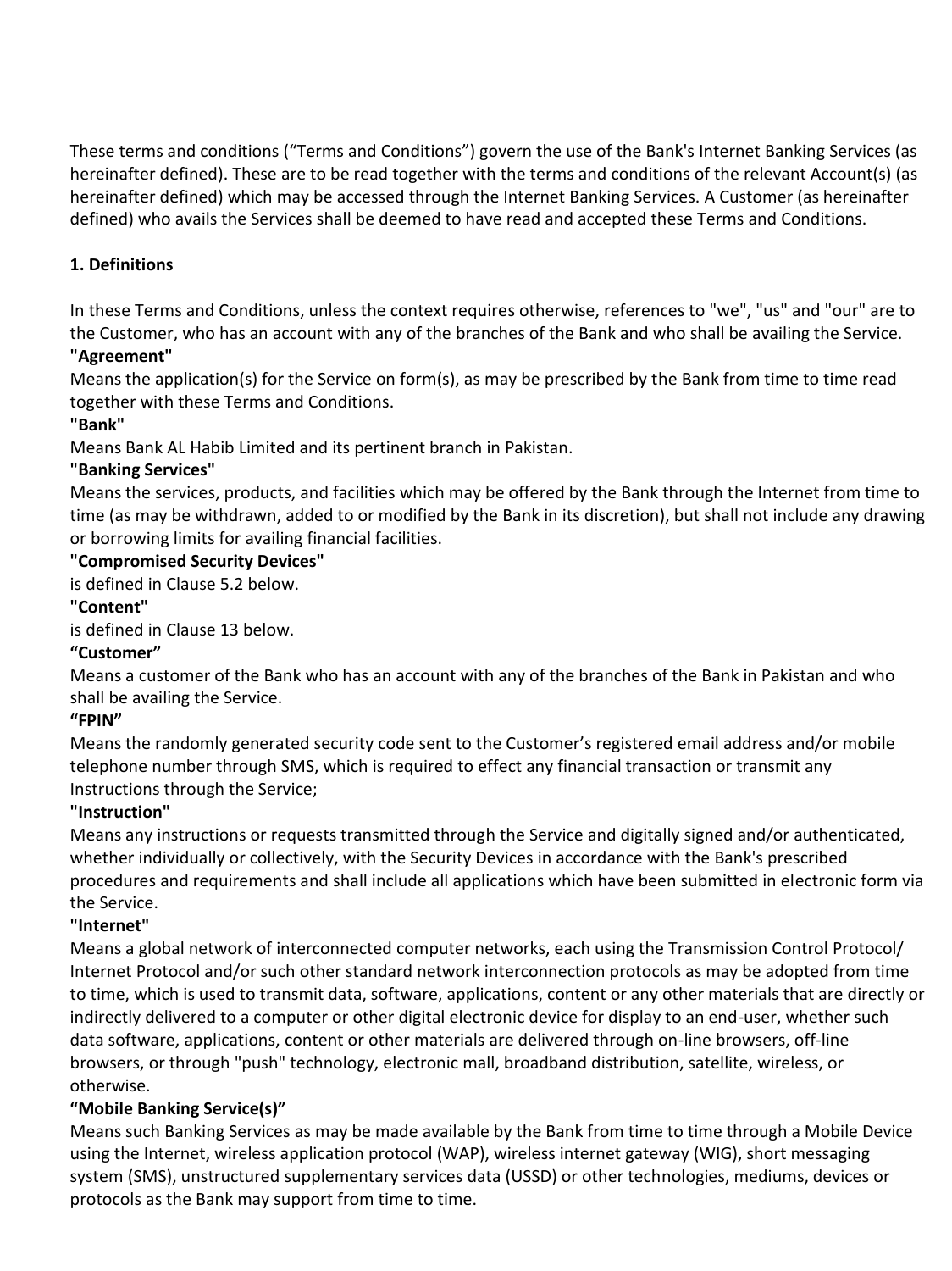These terms and conditions (“Terms and Conditions”) govern the use of the Bank's Internet Banking Services (as hereinafter defined). These are to be read together with the terms and conditions of the relevant Account(s) (as hereinafter defined) which may be accessed through the Internet Banking Services. A Customer (as hereinafter defined) who avails the Services shall be deemed to have read and accepted these Terms and Conditions.

**1. Definitions**

In these Terms and Conditions, unless the context requires otherwise, references to "we", "us" and "our" are to the Customer, who has an account with any of the branches of the Bank and who shall be availing the Service.

**"Agreement"**

Means the application(s) for the Service on form(s), as may be prescribed by the Bank from time to time read together with these Terms and Conditions.

**"Bank"**

Means Bank AL Habib Limited and its pertinent branch in Pakistan.

**"Banking Services"**

Means the services, products, and facilities which may be offered by the Bank through the Internet from time to time (as may be withdrawn, added to or modified by the Bank in its discretion), but shall not include any drawing or borrowing limits for availing financial facilities.

**"Compromised Security Devices"**

is defined in Clause 5.2 below.

**"Content"**

is defined in Clause 13 below.

**“Customer”**

Means a customer of the Bank who has an account with any of the branches of the Bank in Pakistan and who shall be availing the Service.

**“FPIN”**

Means the randomly generated security code sent to the Customer’s registered email address and/or mobile telephone number through SMS, which is required to effect any financial transaction or transmit any Instructions through the Service;

**"Instruction"**

Means any instructions or requests transmitted through the Service and digitally signed and/or authenticated, whether individually or collectively, with the Security Devices in accordance with the Bank's prescribed procedures and requirements and shall include all applications which have been submitted in electronic form via the Service.

**"Internet"**

Means a global network of interconnected computer networks, each using the Transmission Control Protocol/ Internet Protocol and/or such other standard network interconnection protocols as may be adopted from time to time, which is used to transmit data, software, applications, content or any other materials that are directly or indirectly delivered to a computer or other digital electronic device for display to an end-user, whether such data software, applications, content or other materials are delivered through on-line browsers, off-line browsers, or through "push" technology, electronic mall, broadband distribution, satellite, wireless, or otherwise.

**“Mobile Banking Service(s)”**

Means such Banking Services as may be made available by the Bank from time to time through a Mobile Device using the Internet, wireless application protocol (WAP), wireless internet gateway (WIG), short messaging system (SMS), unstructured supplementary services data (USSD) or other technologies, mediums, devices or protocols as the Bank may support from time to time.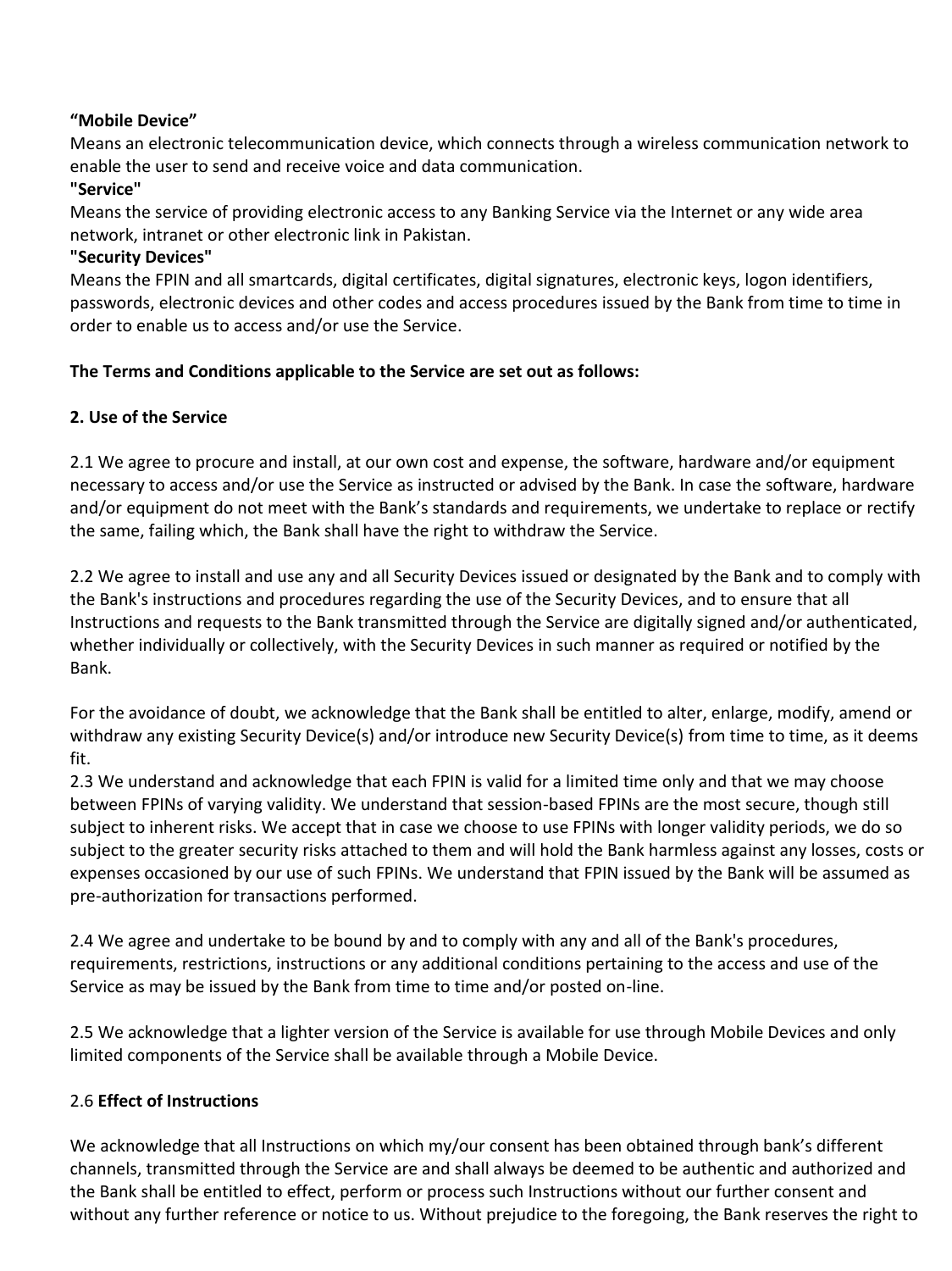**“Mobile Device”**
Means an electronic telecommunication device, which connects through a wireless communication network to enable the user to send and receive voice and data communication.
**"Service"**
Means the service of providing electronic access to any Banking Service via the Internet or any wide area network, intranet or other electronic link in Pakistan.
**"Security Devices"**
Means the FPIN and all smartcards, digital certificates, digital signatures, electronic keys, logon identifiers, passwords, electronic devices and other codes and access procedures issued by the Bank from time to time in order to enable us to access and/or use the Service.

**The Terms and Conditions applicable to the Service are set out as follows:**

**2. Use of the Service**

2.1 We agree to procure and install, at our own cost and expense, the software, hardware and/or equipment necessary to access and/or use the Service as instructed or advised by the Bank. In case the software, hardware and/or equipment do not meet with the Bank’s standards and requirements, we undertake to replace or rectify the same, failing which, the Bank shall have the right to withdraw the Service.

2.2 We agree to install and use any and all Security Devices issued or designated by the Bank and to comply with the Bank's instructions and procedures regarding the use of the Security Devices, and to ensure that all Instructions and requests to the Bank transmitted through the Service are digitally signed and/or authenticated, whether individually or collectively, with the Security Devices in such manner as required or notified by the Bank.

For the avoidance of doubt, we acknowledge that the Bank shall be entitled to alter, enlarge, modify, amend or withdraw any existing Security Device(s) and/or introduce new Security Device(s) from time to time, as it deems fit.
2.3 We understand and acknowledge that each FPIN is valid for a limited time only and that we may choose between FPINs of varying validity. We understand that session-based FPINs are the most secure, though still subject to inherent risks. We accept that in case we choose to use FPINs with longer validity periods, we do so subject to the greater security risks attached to them and will hold the Bank harmless against any losses, costs or expenses occasioned by our use of such FPINs. We understand that FPIN issued by the Bank will be assumed as pre-authorization for transactions performed.

2.4 We agree and undertake to be bound by and to comply with any and all of the Bank's procedures, requirements, restrictions, instructions or any additional conditions pertaining to the access and use of the Service as may be issued by the Bank from time to time and/or posted on-line.

2.5 We acknowledge that a lighter version of the Service is available for use through Mobile Devices and only limited components of the Service shall be available through a Mobile Device.

2.6 **Effect of Instructions**

We acknowledge that all Instructions on which my/our consent has been obtained through bank’s different channels, transmitted through the Service are and shall always be deemed to be authentic and authorized and the Bank shall be entitled to effect, perform or process such Instructions without our further consent and without any further reference or notice to us. Without prejudice to the foregoing, the Bank reserves the right to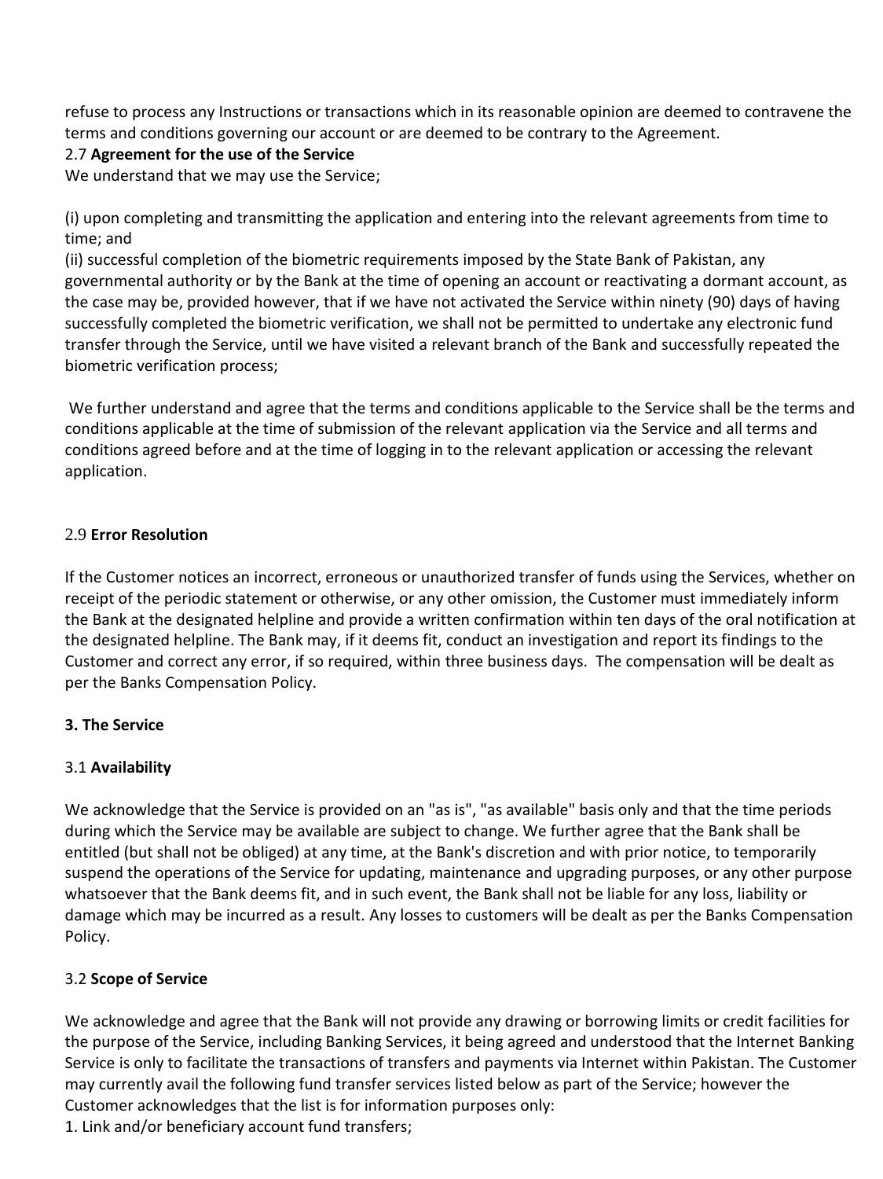refuse to process any Instructions or transactions which in its reasonable opinion are deemed to contravene the terms and conditions governing our account or are deemed to be contrary to the Agreement.

2.7 **Agreement for the use of the Service**

We understand that we may use the Service;

(i) upon completing and transmitting the application and entering into the relevant agreements from time to time; and

(ii) successful completion of the biometric requirements imposed by the State Bank of Pakistan, any governmental authority or by the Bank at the time of opening an account or reactivating a dormant account, as the case may be, provided however, that if we have not activated the Service within ninety (90) days of having successfully completed the biometric verification, we shall not be permitted to undertake any electronic fund transfer through the Service, until we have visited a relevant branch of the Bank and successfully repeated the biometric verification process;

We further understand and agree that the terms and conditions applicable to the Service shall be the terms and conditions applicable at the time of submission of the relevant application via the Service and all terms and conditions agreed before and at the time of logging in to the relevant application or accessing the relevant application.

2.9 **Error Resolution**

If the Customer notices an incorrect, erroneous or unauthorized transfer of funds using the Services, whether on receipt of the periodic statement or otherwise, or any other omission, the Customer must immediately inform the Bank at the designated helpline and provide a written confirmation within ten days of the oral notification at the designated helpline. The Bank may, if it deems fit, conduct an investigation and report its findings to the Customer and correct any error, if so required, within three business days. The compensation will be dealt as per the Banks Compensation Policy.

## 3. The Service

3.1 **Availability**

We acknowledge that the Service is provided on an "as is", "as available" basis only and that the time periods during which the Service may be available are subject to change. We further agree that the Bank shall be entitled (but shall not be obliged) at any time, at the Bank's discretion and with prior notice, to temporarily suspend the operations of the Service for updating, maintenance and upgrading purposes, or any other purpose whatsoever that the Bank deems fit, and in such event, the Bank shall not be liable for any loss, liability or damage which may be incurred as a result. Any losses to customers will be dealt as per the Banks Compensation Policy.

3.2 **Scope of Service**

We acknowledge and agree that the Bank will not provide any drawing or borrowing limits or credit facilities for the purpose of the Service, including Banking Services, it being agreed and understood that the Internet Banking Service is only to facilitate the transactions of transfers and payments via Internet within Pakistan. The Customer may currently avail the following fund transfer services listed below as part of the Service; however the Customer acknowledges that the list is for information purposes only:

1. Link and/or beneficiary account fund transfers;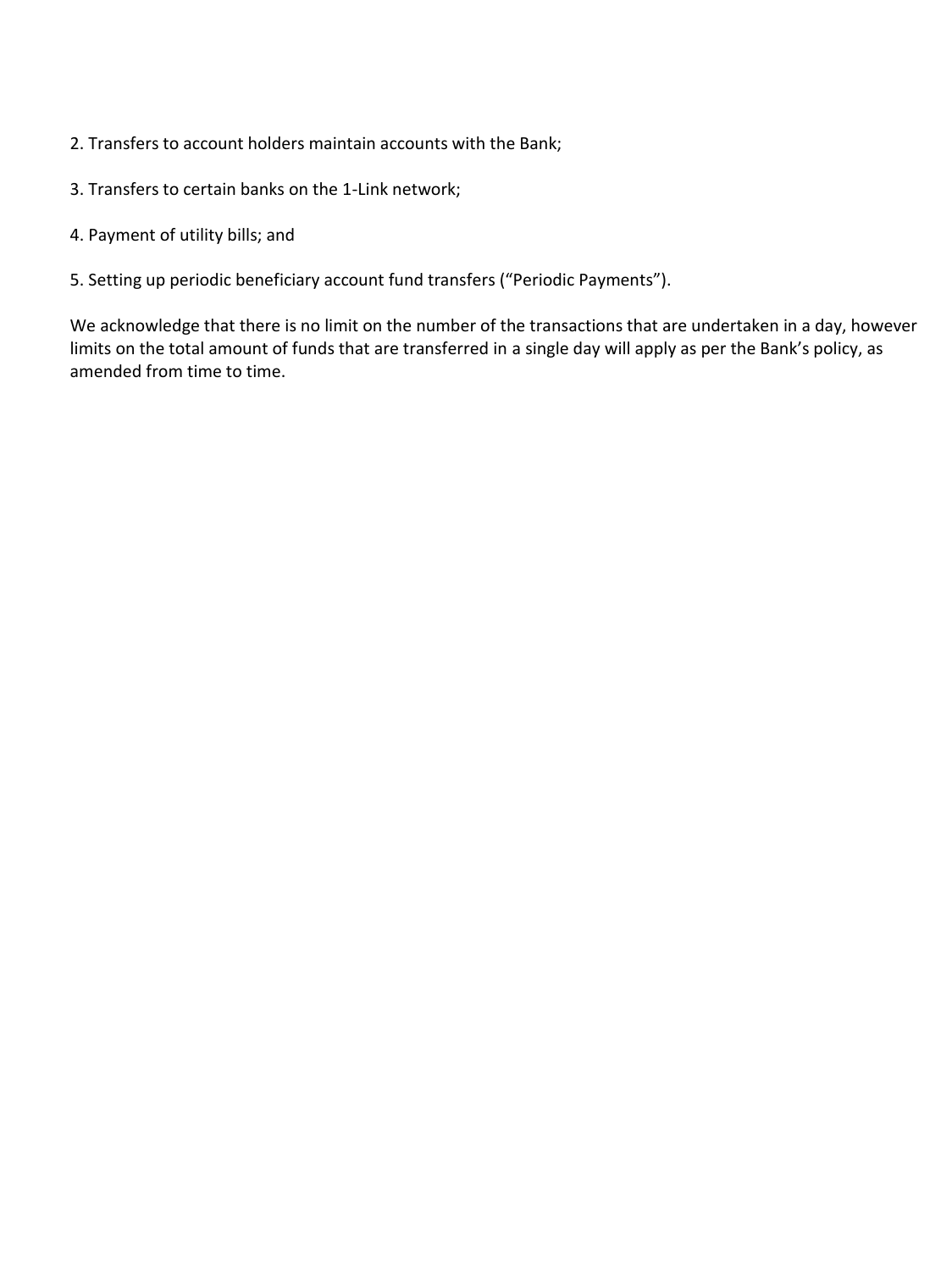2. Transfers to account holders maintain accounts with the Bank;

3. Transfers to certain banks on the 1-Link network;

4. Payment of utility bills; and

5. Setting up periodic beneficiary account fund transfers ("Periodic Payments").

We acknowledge that there is no limit on the number of the transactions that are undertaken in a day, however limits on the total amount of funds that are transferred in a single day will apply as per the Bank's policy, as amended from time to time.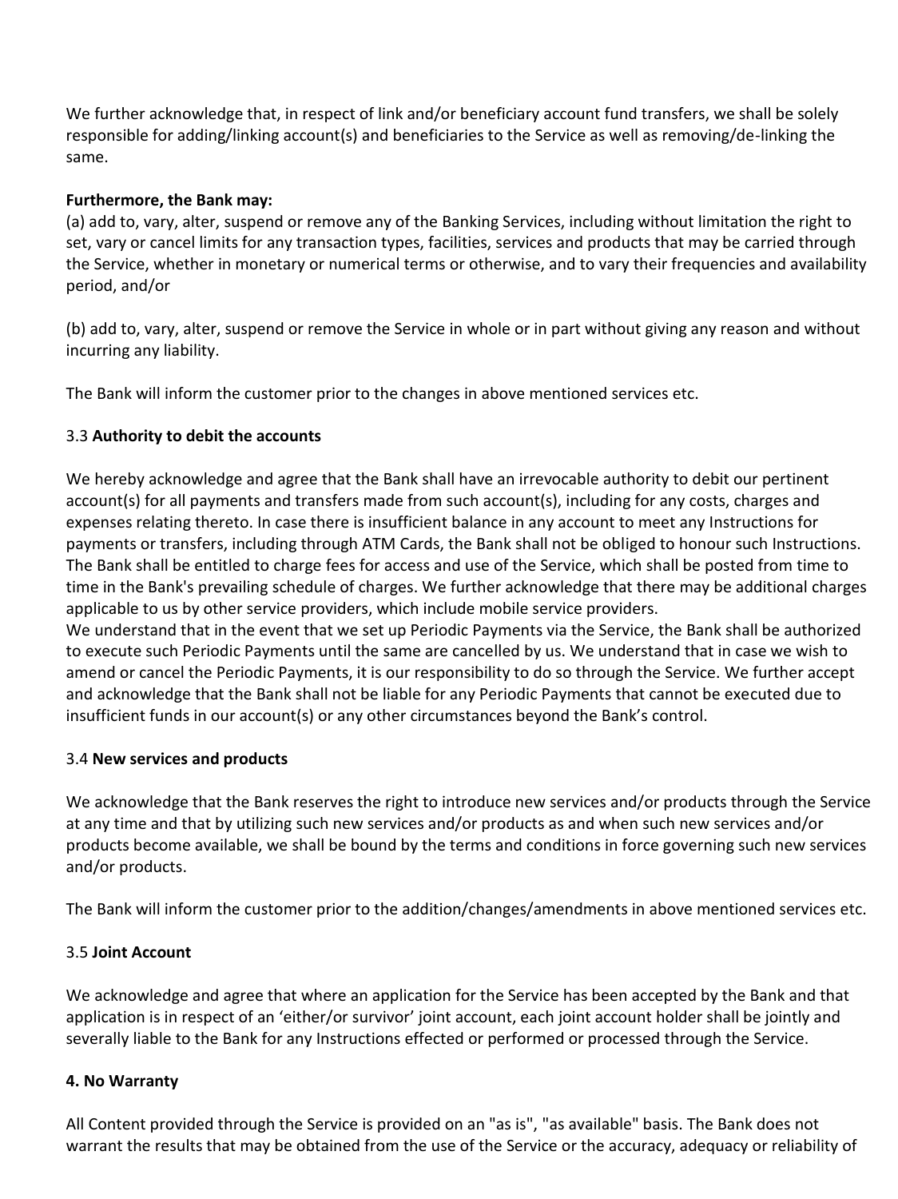We further acknowledge that, in respect of link and/or beneficiary account fund transfers, we shall be solely responsible for adding/linking account(s) and beneficiaries to the Service as well as removing/de-linking the same.

**Furthermore, the Bank may:**

(a) add to, vary, alter, suspend or remove any of the Banking Services, including without limitation the right to set, vary or cancel limits for any transaction types, facilities, services and products that may be carried through the Service, whether in monetary or numerical terms or otherwise, and to vary their frequencies and availability period, and/or

(b) add to, vary, alter, suspend or remove the Service in whole or in part without giving any reason and without incurring any liability.

The Bank will inform the customer prior to the changes in above mentioned services etc.

### 3.3 **Authority to debit the accounts**

We hereby acknowledge and agree that the Bank shall have an irrevocable authority to debit our pertinent account(s) for all payments and transfers made from such account(s), including for any costs, charges and expenses relating thereto. In case there is insufficient balance in any account to meet any Instructions for payments or transfers, including through ATM Cards, the Bank shall not be obliged to honour such Instructions. The Bank shall be entitled to charge fees for access and use of the Service, which shall be posted from time to time in the Bank's prevailing schedule of charges. We further acknowledge that there may be additional charges applicable to us by other service providers, which include mobile service providers.

We understand that in the event that we set up Periodic Payments via the Service, the Bank shall be authorized to execute such Periodic Payments until the same are cancelled by us. We understand that in case we wish to amend or cancel the Periodic Payments, it is our responsibility to do so through the Service. We further accept and acknowledge that the Bank shall not be liable for any Periodic Payments that cannot be executed due to insufficient funds in our account(s) or any other circumstances beyond the Bank's control.

### 3.4 **New services and products**

We acknowledge that the Bank reserves the right to introduce new services and/or products through the Service at any time and that by utilizing such new services and/or products as and when such new services and/or products become available, we shall be bound by the terms and conditions in force governing such new services and/or products.

The Bank will inform the customer prior to the addition/changes/amendments in above mentioned services etc.

### 3.5 **Joint Account**

We acknowledge and agree that where an application for the Service has been accepted by the Bank and that application is in respect of an 'either/or survivor' joint account, each joint account holder shall be jointly and severally liable to the Bank for any Instructions effected or performed or processed through the Service.

## **4. No Warranty**

All Content provided through the Service is provided on an "as is", "as available" basis. The Bank does not warrant the results that may be obtained from the use of the Service or the accuracy, adequacy or reliability of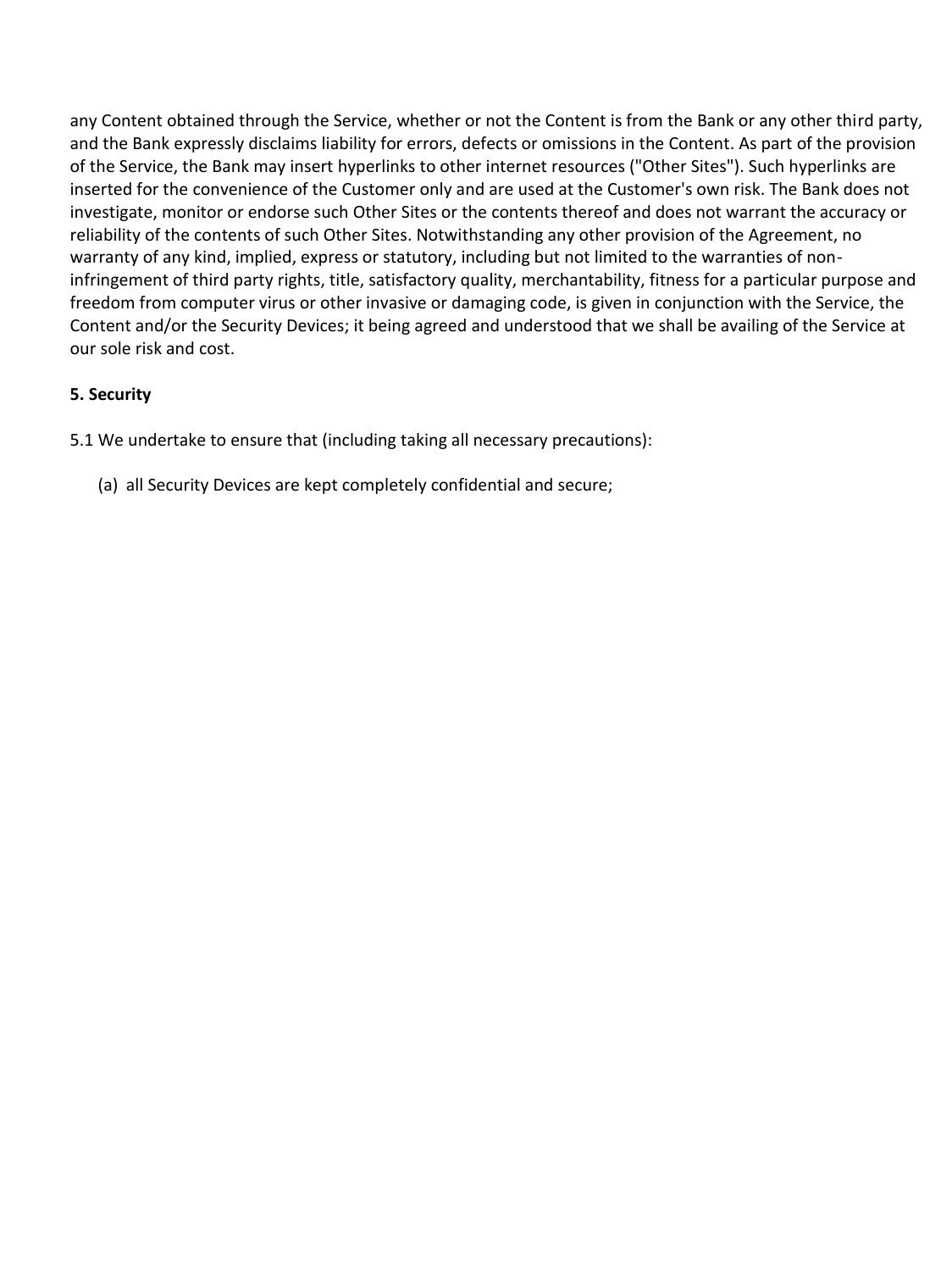any Content obtained through the Service, whether or not the Content is from the Bank or any other third party, and the Bank expressly disclaims liability for errors, defects or omissions in the Content. As part of the provision of the Service, the Bank may insert hyperlinks to other internet resources ("Other Sites"). Such hyperlinks are inserted for the convenience of the Customer only and are used at the Customer's own risk. The Bank does not investigate, monitor or endorse such Other Sites or the contents thereof and does not warrant the accuracy or reliability of the contents of such Other Sites. Notwithstanding any other provision of the Agreement, no warranty of any kind, implied, express or statutory, including but not limited to the warranties of non-infringement of third party rights, title, satisfactory quality, merchantability, fitness for a particular purpose and freedom from computer virus or other invasive or damaging code, is given in conjunction with the Service, the Content and/or the Security Devices; it being agreed and understood that we shall be availing of the Service at our sole risk and cost.

**5. Security**

5.1 We undertake to ensure that (including taking all necessary precautions):

(a) all Security Devices are kept completely confidential and secure;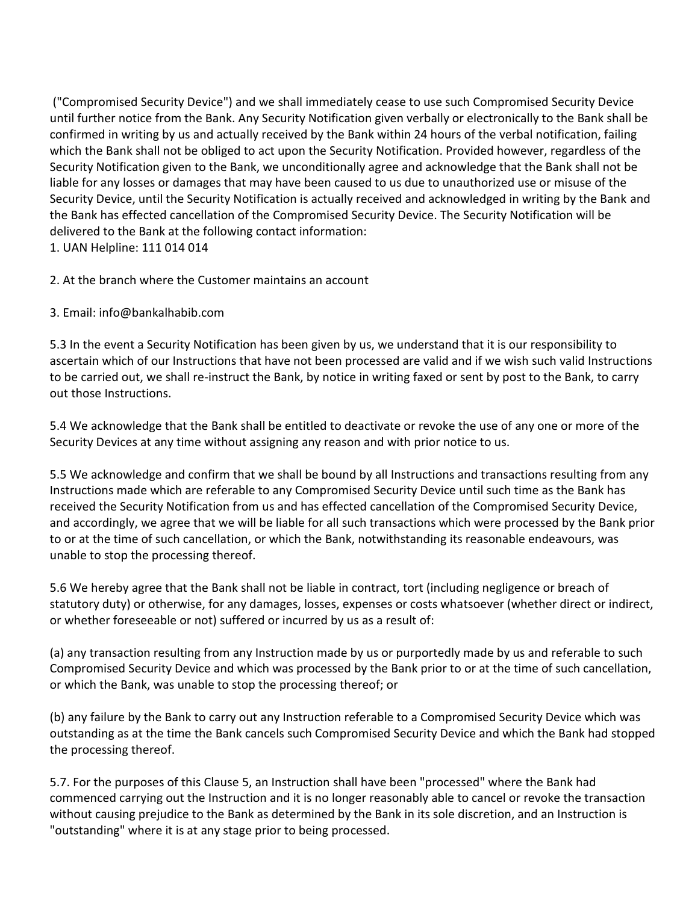("Compromised Security Device") and we shall immediately cease to use such Compromised Security Device until further notice from the Bank. Any Security Notification given verbally or electronically to the Bank shall be confirmed in writing by us and actually received by the Bank within 24 hours of the verbal notification, failing which the Bank shall not be obliged to act upon the Security Notification. Provided however, regardless of the Security Notification given to the Bank, we unconditionally agree and acknowledge that the Bank shall not be liable for any losses or damages that may have been caused to us due to unauthorized use or misuse of the Security Device, until the Security Notification is actually received and acknowledged in writing by the Bank and the Bank has effected cancellation of the Compromised Security Device. The Security Notification will be delivered to the Bank at the following contact information:

1. UAN Helpline: 111 014 014

2. At the branch where the Customer maintains an account

3. Email: info@bankalhabib.com

5.3 In the event a Security Notification has been given by us, we understand that it is our responsibility to ascertain which of our Instructions that have not been processed are valid and if we wish such valid Instructions to be carried out, we shall re-instruct the Bank, by notice in writing faxed or sent by post to the Bank, to carry out those Instructions.

5.4 We acknowledge that the Bank shall be entitled to deactivate or revoke the use of any one or more of the Security Devices at any time without assigning any reason and with prior notice to us.

5.5 We acknowledge and confirm that we shall be bound by all Instructions and transactions resulting from any Instructions made which are referable to any Compromised Security Device until such time as the Bank has received the Security Notification from us and has effected cancellation of the Compromised Security Device, and accordingly, we agree that we will be liable for all such transactions which were processed by the Bank prior to or at the time of such cancellation, or which the Bank, notwithstanding its reasonable endeavours, was unable to stop the processing thereof.

5.6 We hereby agree that the Bank shall not be liable in contract, tort (including negligence or breach of statutory duty) or otherwise, for any damages, losses, expenses or costs whatsoever (whether direct or indirect, or whether foreseeable or not) suffered or incurred by us as a result of:

(a) any transaction resulting from any Instruction made by us or purportedly made by us and referable to such Compromised Security Device and which was processed by the Bank prior to or at the time of such cancellation, or which the Bank, was unable to stop the processing thereof; or

(b) any failure by the Bank to carry out any Instruction referable to a Compromised Security Device which was outstanding as at the time the Bank cancels such Compromised Security Device and which the Bank had stopped the processing thereof.

5.7. For the purposes of this Clause 5, an Instruction shall have been "processed" where the Bank had commenced carrying out the Instruction and it is no longer reasonably able to cancel or revoke the transaction without causing prejudice to the Bank as determined by the Bank in its sole discretion, and an Instruction is "outstanding" where it is at any stage prior to being processed.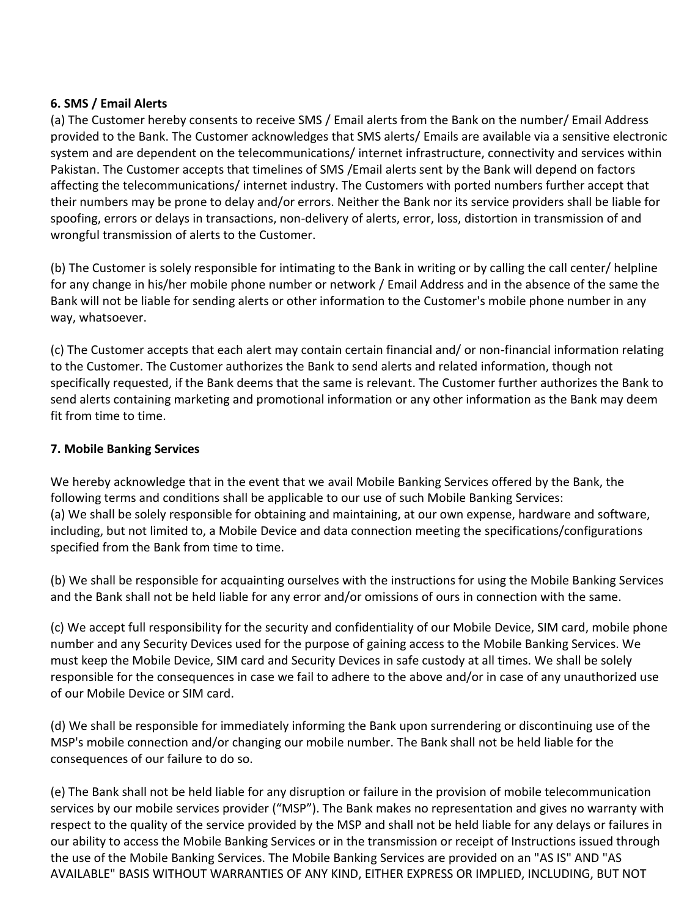**6. SMS / Email Alerts**

(a) The Customer hereby consents to receive SMS / Email alerts from the Bank on the number/ Email Address provided to the Bank. The Customer acknowledges that SMS alerts/ Emails are available via a sensitive electronic system and are dependent on the telecommunications/ internet infrastructure, connectivity and services within Pakistan. The Customer accepts that timelines of SMS /Email alerts sent by the Bank will depend on factors affecting the telecommunications/ internet industry. The Customers with ported numbers further accept that their numbers may be prone to delay and/or errors. Neither the Bank nor its service providers shall be liable for spoofing, errors or delays in transactions, non-delivery of alerts, error, loss, distortion in transmission of and wrongful transmission of alerts to the Customer.

(b) The Customer is solely responsible for intimating to the Bank in writing or by calling the call center/ helpline for any change in his/her mobile phone number or network / Email Address and in the absence of the same the Bank will not be liable for sending alerts or other information to the Customer's mobile phone number in any way, whatsoever.

(c) The Customer accepts that each alert may contain certain financial and/ or non-financial information relating to the Customer. The Customer authorizes the Bank to send alerts and related information, though not specifically requested, if the Bank deems that the same is relevant. The Customer further authorizes the Bank to send alerts containing marketing and promotional information or any other information as the Bank may deem fit from time to time.

**7. Mobile Banking Services**

We hereby acknowledge that in the event that we avail Mobile Banking Services offered by the Bank, the following terms and conditions shall be applicable to our use of such Mobile Banking Services:

(a) We shall be solely responsible for obtaining and maintaining, at our own expense, hardware and software, including, but not limited to, a Mobile Device and data connection meeting the specifications/configurations specified from the Bank from time to time.

(b) We shall be responsible for acquainting ourselves with the instructions for using the Mobile Banking Services and the Bank shall not be held liable for any error and/or omissions of ours in connection with the same.

(c) We accept full responsibility for the security and confidentiality of our Mobile Device, SIM card, mobile phone number and any Security Devices used for the purpose of gaining access to the Mobile Banking Services. We must keep the Mobile Device, SIM card and Security Devices in safe custody at all times. We shall be solely responsible for the consequences in case we fail to adhere to the above and/or in case of any unauthorized use of our Mobile Device or SIM card.

(d) We shall be responsible for immediately informing the Bank upon surrendering or discontinuing use of the MSP's mobile connection and/or changing our mobile number. The Bank shall not be held liable for the consequences of our failure to do so.

(e) The Bank shall not be held liable for any disruption or failure in the provision of mobile telecommunication services by our mobile services provider ("MSP"). The Bank makes no representation and gives no warranty with respect to the quality of the service provided by the MSP and shall not be held liable for any delays or failures in our ability to access the Mobile Banking Services or in the transmission or receipt of Instructions issued through the use of the Mobile Banking Services. The Mobile Banking Services are provided on an "AS IS" AND "AS AVAILABLE" BASIS WITHOUT WARRANTIES OF ANY KIND, EITHER EXPRESS OR IMPLIED, INCLUDING, BUT NOT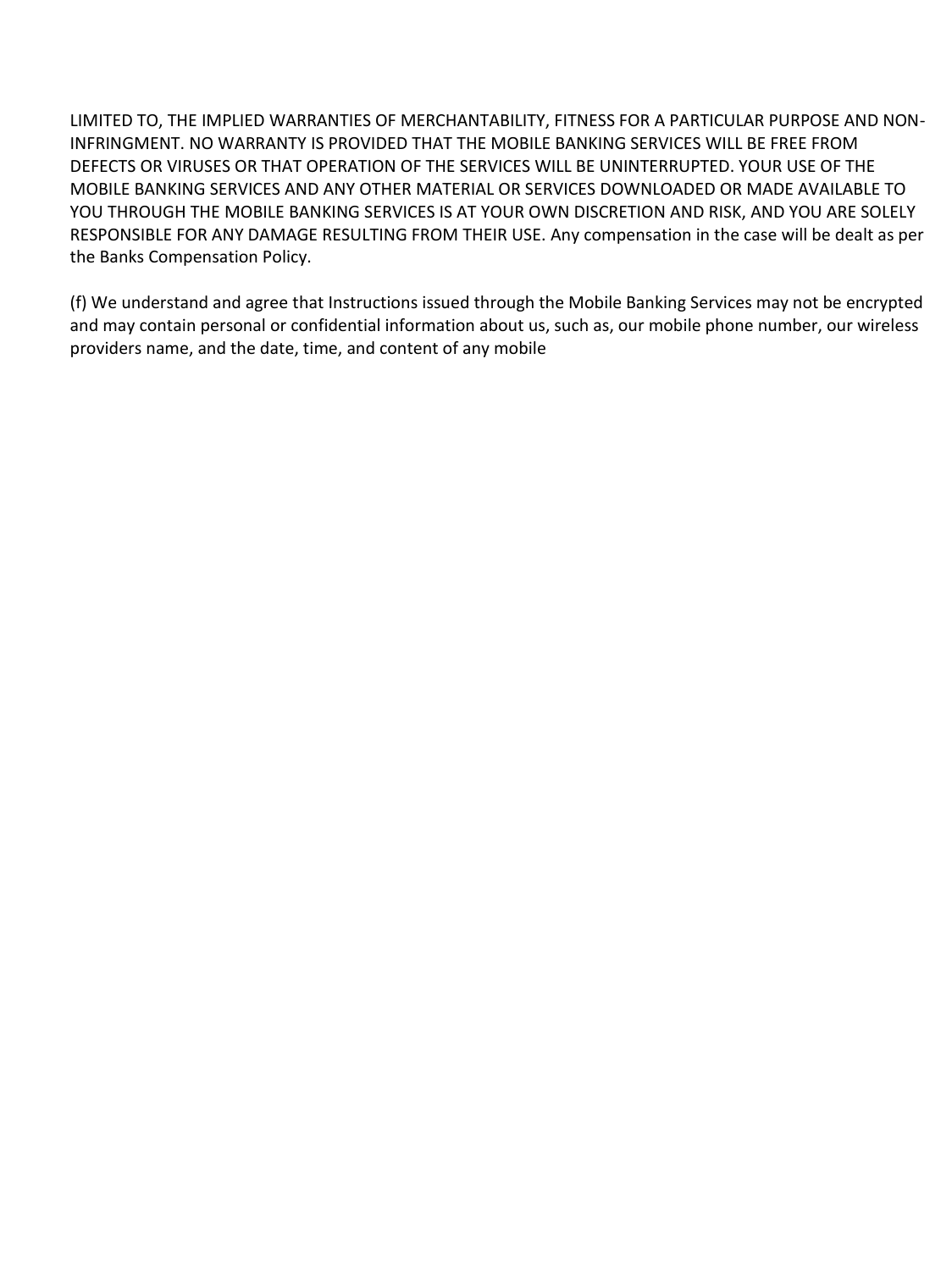LIMITED TO, THE IMPLIED WARRANTIES OF MERCHANTABILITY, FITNESS FOR A PARTICULAR PURPOSE AND NON-INFRINGMENT. NO WARRANTY IS PROVIDED THAT THE MOBILE BANKING SERVICES WILL BE FREE FROM DEFECTS OR VIRUSES OR THAT OPERATION OF THE SERVICES WILL BE UNINTERRUPTED. YOUR USE OF THE MOBILE BANKING SERVICES AND ANY OTHER MATERIAL OR SERVICES DOWNLOADED OR MADE AVAILABLE TO YOU THROUGH THE MOBILE BANKING SERVICES IS AT YOUR OWN DISCRETION AND RISK, AND YOU ARE SOLELY RESPONSIBLE FOR ANY DAMAGE RESULTING FROM THEIR USE. Any compensation in the case will be dealt as per the Banks Compensation Policy.

(f) We understand and agree that Instructions issued through the Mobile Banking Services may not be encrypted and may contain personal or confidential information about us, such as, our mobile phone number, our wireless providers name, and the date, time, and content of any mobile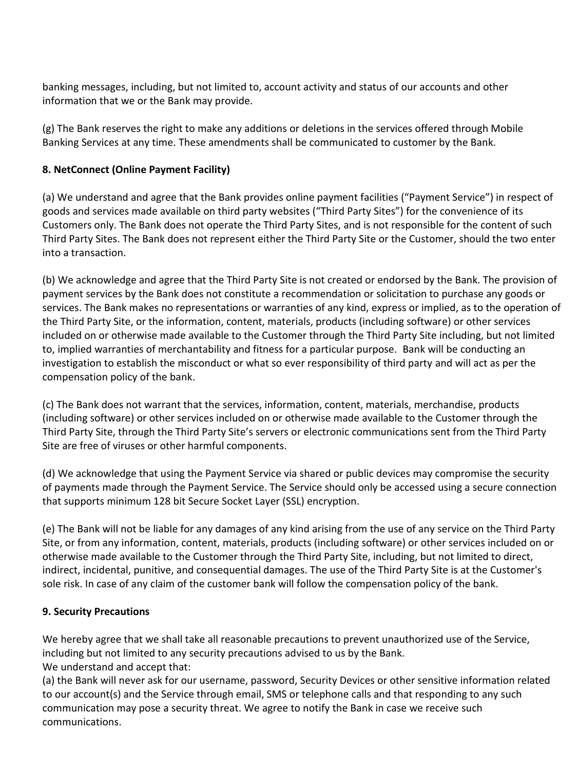banking messages, including, but not limited to, account activity and status of our accounts and other information that we or the Bank may provide.

(g) The Bank reserves the right to make any additions or deletions in the services offered through Mobile Banking Services at any time. These amendments shall be communicated to customer by the Bank.

**8. NetConnect (Online Payment Facility)**

(a) We understand and agree that the Bank provides online payment facilities ("Payment Service") in respect of goods and services made available on third party websites ("Third Party Sites") for the convenience of its Customers only. The Bank does not operate the Third Party Sites, and is not responsible for the content of such Third Party Sites. The Bank does not represent either the Third Party Site or the Customer, should the two enter into a transaction.

(b) We acknowledge and agree that the Third Party Site is not created or endorsed by the Bank. The provision of payment services by the Bank does not constitute a recommendation or solicitation to purchase any goods or services. The Bank makes no representations or warranties of any kind, express or implied, as to the operation of the Third Party Site, or the information, content, materials, products (including software) or other services included on or otherwise made available to the Customer through the Third Party Site including, but not limited to, implied warranties of merchantability and fitness for a particular purpose. Bank will be conducting an investigation to establish the misconduct or what so ever responsibility of third party and will act as per the compensation policy of the bank.

(c) The Bank does not warrant that the services, information, content, materials, merchandise, products (including software) or other services included on or otherwise made available to the Customer through the Third Party Site, through the Third Party Site's servers or electronic communications sent from the Third Party Site are free of viruses or other harmful components.

(d) We acknowledge that using the Payment Service via shared or public devices may compromise the security of payments made through the Payment Service. The Service should only be accessed using a secure connection that supports minimum 128 bit Secure Socket Layer (SSL) encryption.

(e) The Bank will not be liable for any damages of any kind arising from the use of any service on the Third Party Site, or from any information, content, materials, products (including software) or other services included on or otherwise made available to the Customer through the Third Party Site, including, but not limited to direct, indirect, incidental, punitive, and consequential damages. The use of the Third Party Site is at the Customer's sole risk. In case of any claim of the customer bank will follow the compensation policy of the bank.

**9. Security Precautions**

We hereby agree that we shall take all reasonable precautions to prevent unauthorized use of the Service, including but not limited to any security precautions advised to us by the Bank.
We understand and accept that:
(a) the Bank will never ask for our username, password, Security Devices or other sensitive information related to our account(s) and the Service through email, SMS or telephone calls and that responding to any such communication may pose a security threat. We agree to notify the Bank in case we receive such communications.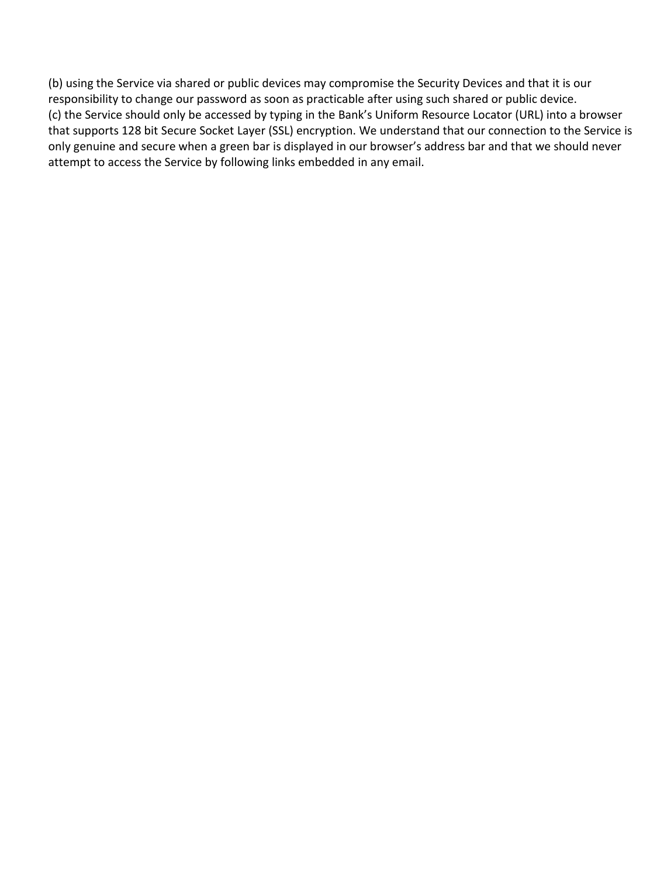(b) using the Service via shared or public devices may compromise the Security Devices and that it is our responsibility to change our password as soon as practicable after using such shared or public device.

(c) the Service should only be accessed by typing in the Bank's Uniform Resource Locator (URL) into a browser that supports 128 bit Secure Socket Layer (SSL) encryption. We understand that our connection to the Service is only genuine and secure when a green bar is displayed in our browser's address bar and that we should never attempt to access the Service by following links embedded in any email.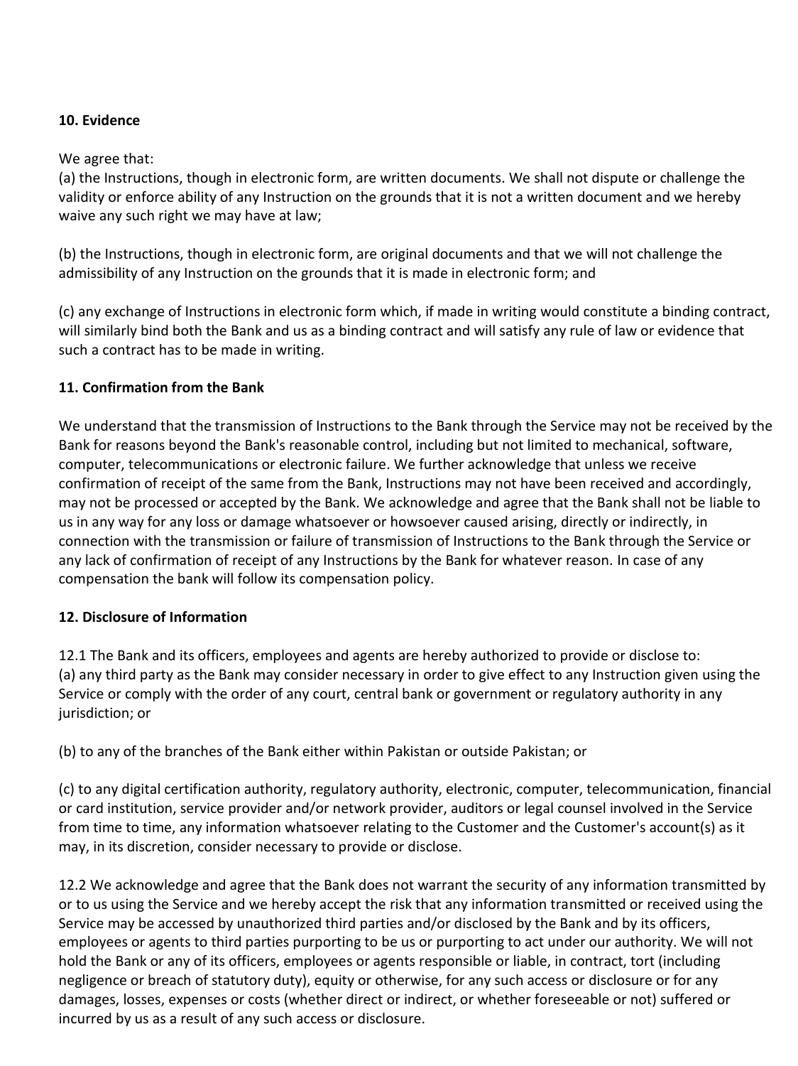**10. Evidence**

We agree that:
(a) the Instructions, though in electronic form, are written documents. We shall not dispute or challenge the validity or enforce ability of any Instruction on the grounds that it is not a written document and we hereby waive any such right we may have at law;

(b) the Instructions, though in electronic form, are original documents and that we will not challenge the admissibility of any Instruction on the grounds that it is made in electronic form; and

(c) any exchange of Instructions in electronic form which, if made in writing would constitute a binding contract, will similarly bind both the Bank and us as a binding contract and will satisfy any rule of law or evidence that such a contract has to be made in writing.

**11. Confirmation from the Bank**

We understand that the transmission of Instructions to the Bank through the Service may not be received by the Bank for reasons beyond the Bank's reasonable control, including but not limited to mechanical, software, computer, telecommunications or electronic failure. We further acknowledge that unless we receive confirmation of receipt of the same from the Bank, Instructions may not have been received and accordingly, may not be processed or accepted by the Bank. We acknowledge and agree that the Bank shall not be liable to us in any way for any loss or damage whatsoever or howsoever caused arising, directly or indirectly, in connection with the transmission or failure of transmission of Instructions to the Bank through the Service or any lack of confirmation of receipt of any Instructions by the Bank for whatever reason. In case of any compensation the bank will follow its compensation policy.

**12. Disclosure of Information**

12.1 The Bank and its officers, employees and agents are hereby authorized to provide or disclose to:
(a) any third party as the Bank may consider necessary in order to give effect to any Instruction given using the Service or comply with the order of any court, central bank or government or regulatory authority in any jurisdiction; or

(b) to any of the branches of the Bank either within Pakistan or outside Pakistan; or

(c) to any digital certification authority, regulatory authority, electronic, computer, telecommunication, financial or card institution, service provider and/or network provider, auditors or legal counsel involved in the Service from time to time, any information whatsoever relating to the Customer and the Customer's account(s) as it may, in its discretion, consider necessary to provide or disclose.

12.2 We acknowledge and agree that the Bank does not warrant the security of any information transmitted by or to us using the Service and we hereby accept the risk that any information transmitted or received using the Service may be accessed by unauthorized third parties and/or disclosed by the Bank and by its officers, employees or agents to third parties purporting to be us or purporting to act under our authority. We will not hold the Bank or any of its officers, employees or agents responsible or liable, in contract, tort (including negligence or breach of statutory duty), equity or otherwise, for any such access or disclosure or for any damages, losses, expenses or costs (whether direct or indirect, or whether foreseeable or not) suffered or incurred by us as a result of any such access or disclosure.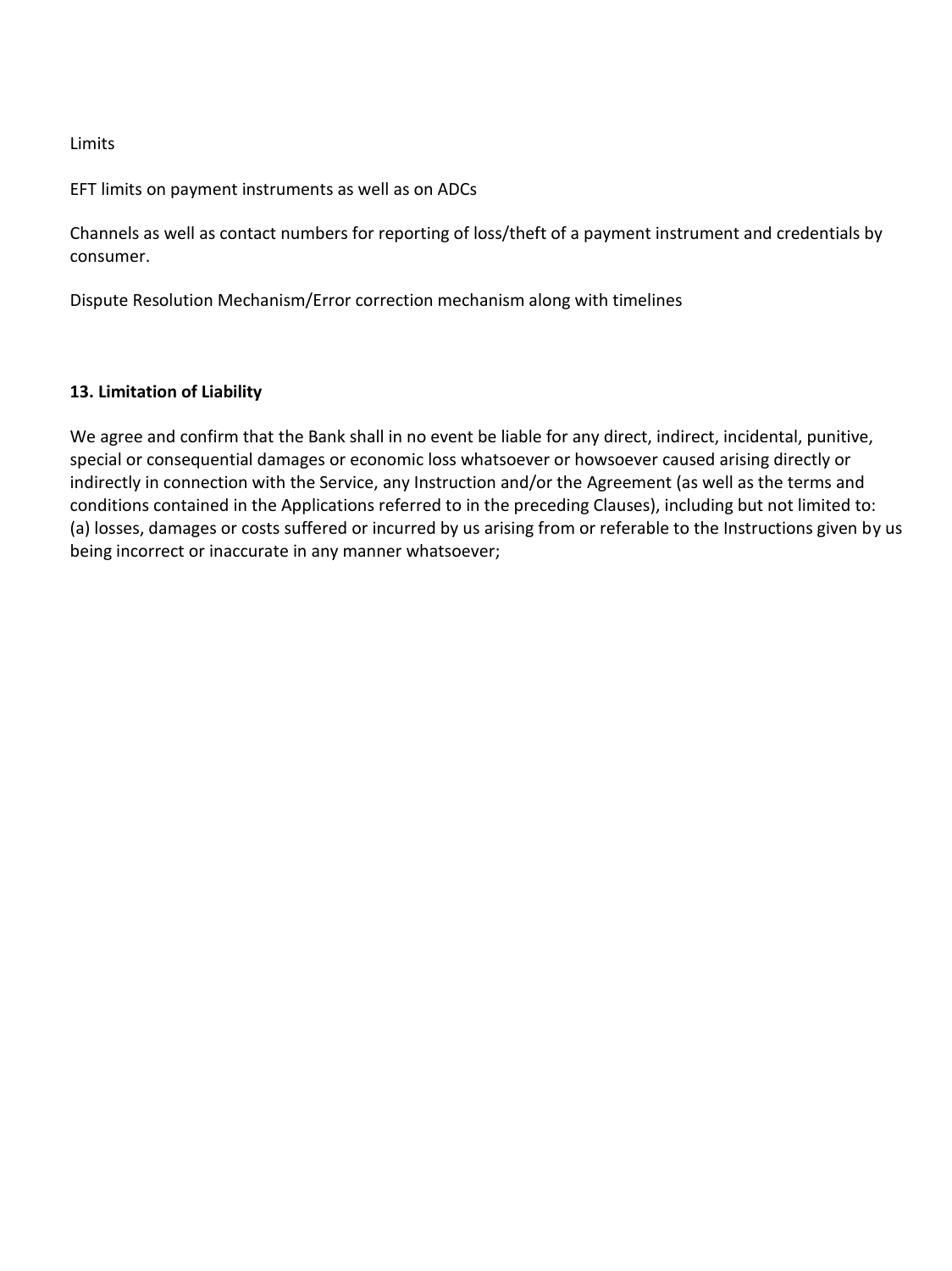Limits

EFT limits on payment instruments as well as on ADCs

Channels as well as contact numbers for reporting of loss/theft of a payment instrument and credentials by consumer.

Dispute Resolution Mechanism/Error correction mechanism along with timelines

**13. Limitation of Liability**

We agree and confirm that the Bank shall in no event be liable for any direct, indirect, incidental, punitive, special or consequential damages or economic loss whatsoever or howsoever caused arising directly or indirectly in connection with the Service, any Instruction and/or the Agreement (as well as the terms and conditions contained in the Applications referred to in the preceding Clauses), including but not limited to:
(a) losses, damages or costs suffered or incurred by us arising from or referable to the Instructions given by us being incorrect or inaccurate in any manner whatsoever;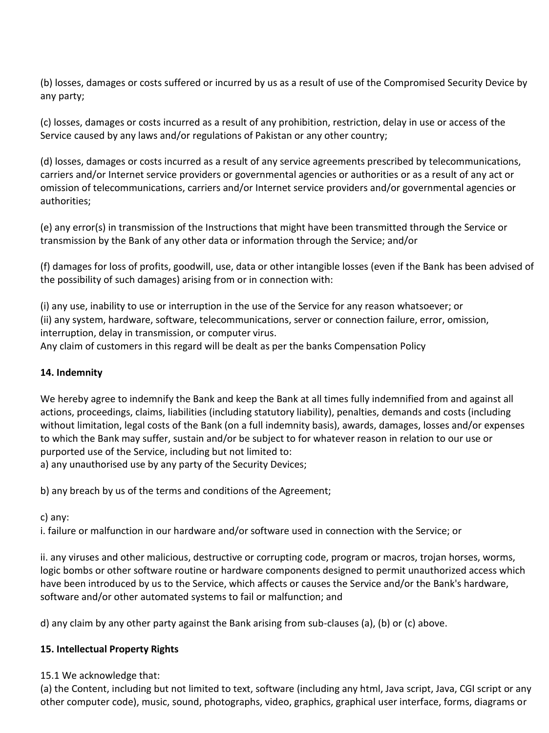(b) losses, damages or costs suffered or incurred by us as a result of use of the Compromised Security Device by any party;

(c) losses, damages or costs incurred as a result of any prohibition, restriction, delay in use or access of the Service caused by any laws and/or regulations of Pakistan or any other country;

(d) losses, damages or costs incurred as a result of any service agreements prescribed by telecommunications, carriers and/or Internet service providers or governmental agencies or authorities or as a result of any act or omission of telecommunications, carriers and/or Internet service providers and/or governmental agencies or authorities;

(e) any error(s) in transmission of the Instructions that might have been transmitted through the Service or transmission by the Bank of any other data or information through the Service; and/or

(f) damages for loss of profits, goodwill, use, data or other intangible losses (even if the Bank has been advised of the possibility of such damages) arising from or in connection with:

(i) any use, inability to use or interruption in the use of the Service for any reason whatsoever; or
(ii) any system, hardware, software, telecommunications, server or connection failure, error, omission, interruption, delay in transmission, or computer virus.
Any claim of customers in this regard will be dealt as per the banks Compensation Policy

**14. Indemnity**

We hereby agree to indemnify the Bank and keep the Bank at all times fully indemnified from and against all actions, proceedings, claims, liabilities (including statutory liability), penalties, demands and costs (including without limitation, legal costs of the Bank (on a full indemnity basis), awards, damages, losses and/or expenses to which the Bank may suffer, sustain and/or be subject to for whatever reason in relation to our use or purported use of the Service, including but not limited to:
a) any unauthorised use by any party of the Security Devices;

b) any breach by us of the terms and conditions of the Agreement;

c) any:
i. failure or malfunction in our hardware and/or software used in connection with the Service; or

ii. any viruses and other malicious, destructive or corrupting code, program or macros, trojan horses, worms, logic bombs or other software routine or hardware components designed to permit unauthorized access which have been introduced by us to the Service, which affects or causes the Service and/or the Bank's hardware, software and/or other automated systems to fail or malfunction; and

d) any claim by any other party against the Bank arising from sub-clauses (a), (b) or (c) above.

**15. Intellectual Property Rights**

15.1 We acknowledge that:
(a) the Content, including but not limited to text, software (including any html, Java script, Java, CGI script or any other computer code), music, sound, photographs, video, graphics, graphical user interface, forms, diagrams or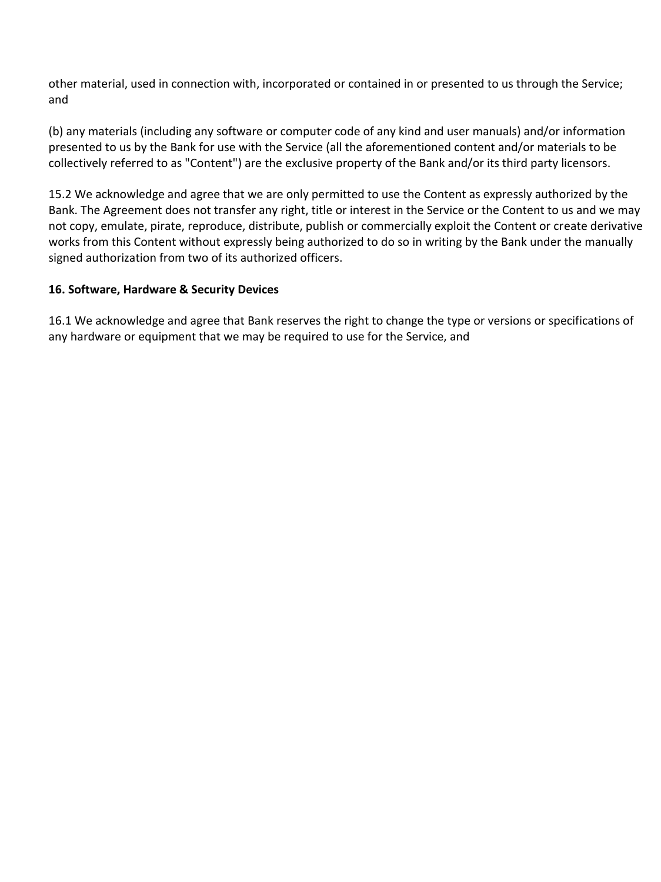other material, used in connection with, incorporated or contained in or presented to us through the Service; and

(b) any materials (including any software or computer code of any kind and user manuals) and/or information presented to us by the Bank for use with the Service (all the aforementioned content and/or materials to be collectively referred to as "Content") are the exclusive property of the Bank and/or its third party licensors.

15.2 We acknowledge and agree that we are only permitted to use the Content as expressly authorized by the Bank. The Agreement does not transfer any right, title or interest in the Service or the Content to us and we may not copy, emulate, pirate, reproduce, distribute, publish or commercially exploit the Content or create derivative works from this Content without expressly being authorized to do so in writing by the Bank under the manually signed authorization from two of its authorized officers.

**16. Software, Hardware & Security Devices**

16.1 We acknowledge and agree that Bank reserves the right to change the type or versions or specifications of any hardware or equipment that we may be required to use for the Service, and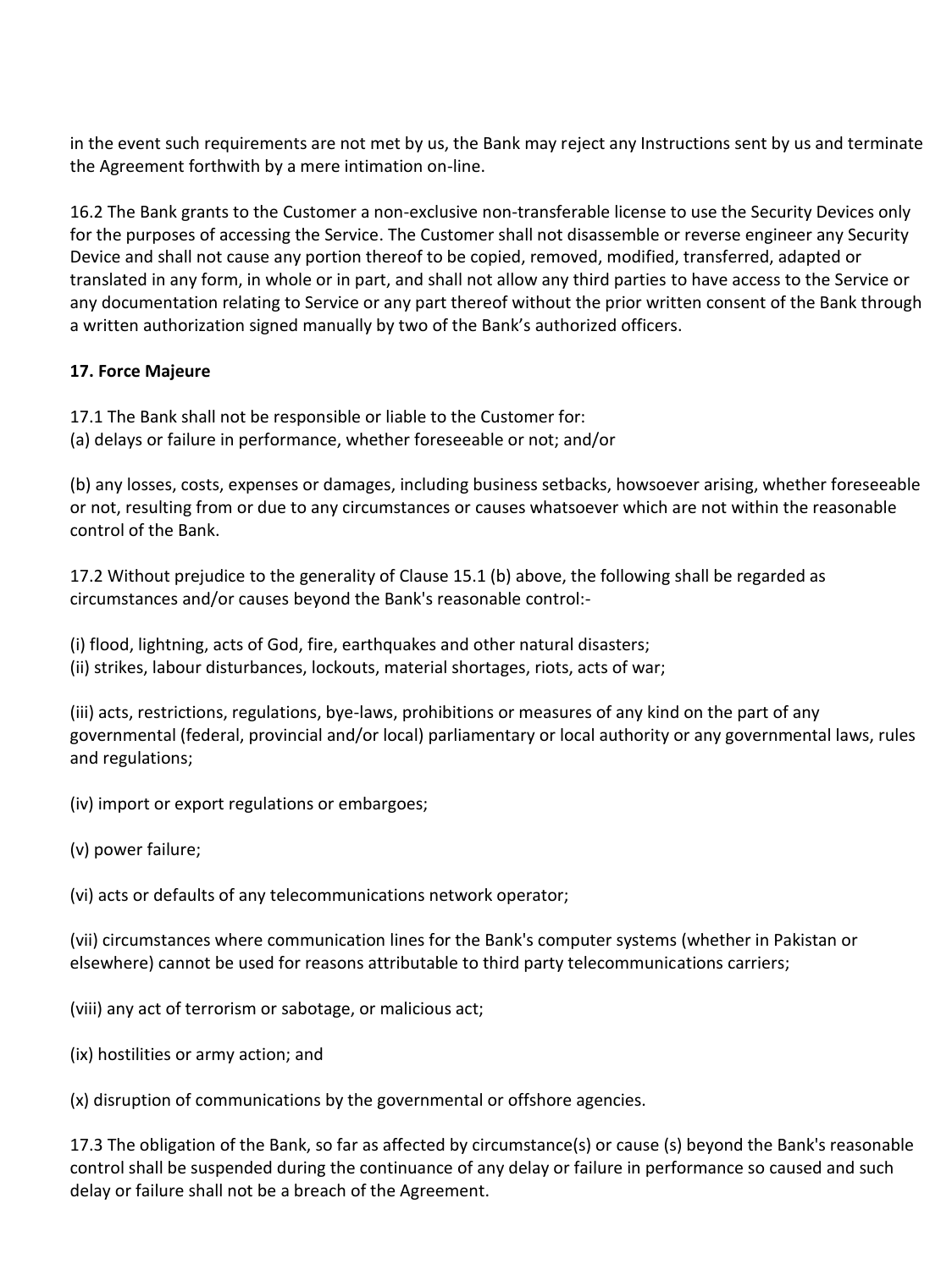in the event such requirements are not met by us, the Bank may reject any Instructions sent by us and terminate the Agreement forthwith by a mere intimation on-line.

16.2 The Bank grants to the Customer a non-exclusive non-transferable license to use the Security Devices only for the purposes of accessing the Service. The Customer shall not disassemble or reverse engineer any Security Device and shall not cause any portion thereof to be copied, removed, modified, transferred, adapted or translated in any form, in whole or in part, and shall not allow any third parties to have access to the Service or any documentation relating to Service or any part thereof without the prior written consent of the Bank through a written authorization signed manually by two of the Bank's authorized officers.

**17. Force Majeure**

17.1 The Bank shall not be responsible or liable to the Customer for:
(a) delays or failure in performance, whether foreseeable or not; and/or

(b) any losses, costs, expenses or damages, including business setbacks, howsoever arising, whether foreseeable or not, resulting from or due to any circumstances or causes whatsoever which are not within the reasonable control of the Bank.

17.2 Without prejudice to the generality of Clause 15.1 (b) above, the following shall be regarded as circumstances and/or causes beyond the Bank's reasonable control:-

(i) flood, lightning, acts of God, fire, earthquakes and other natural disasters;
(ii) strikes, labour disturbances, lockouts, material shortages, riots, acts of war;

(iii) acts, restrictions, regulations, bye-laws, prohibitions or measures of any kind on the part of any governmental (federal, provincial and/or local) parliamentary or local authority or any governmental laws, rules and regulations;

(iv) import or export regulations or embargoes;

(v) power failure;

(vi) acts or defaults of any telecommunications network operator;

(vii) circumstances where communication lines for the Bank's computer systems (whether in Pakistan or elsewhere) cannot be used for reasons attributable to third party telecommunications carriers;

(viii) any act of terrorism or sabotage, or malicious act;

(ix) hostilities or army action; and

(x) disruption of communications by the governmental or offshore agencies.

17.3 The obligation of the Bank, so far as affected by circumstance(s) or cause (s) beyond the Bank's reasonable control shall be suspended during the continuance of any delay or failure in performance so caused and such delay or failure shall not be a breach of the Agreement.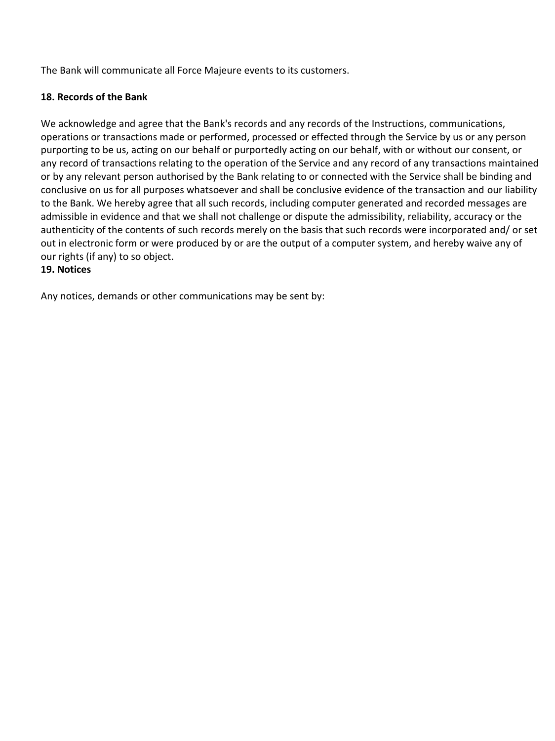The Bank will communicate all Force Majeure events to its customers.

**18. Records of the Bank**

We acknowledge and agree that the Bank's records and any records of the Instructions, communications, operations or transactions made or performed, processed or effected through the Service by us or any person purporting to be us, acting on our behalf or purportedly acting on our behalf, with or without our consent, or any record of transactions relating to the operation of the Service and any record of any transactions maintained or by any relevant person authorised by the Bank relating to or connected with the Service shall be binding and conclusive on us for all purposes whatsoever and shall be conclusive evidence of the transaction and our liability to the Bank. We hereby agree that all such records, including computer generated and recorded messages are admissible in evidence and that we shall not challenge or dispute the admissibility, reliability, accuracy or the authenticity of the contents of such records merely on the basis that such records were incorporated and/ or set out in electronic form or were produced by or are the output of a computer system, and hereby waive any of our rights (if any) to so object.

**19. Notices**

Any notices, demands or other communications may be sent by: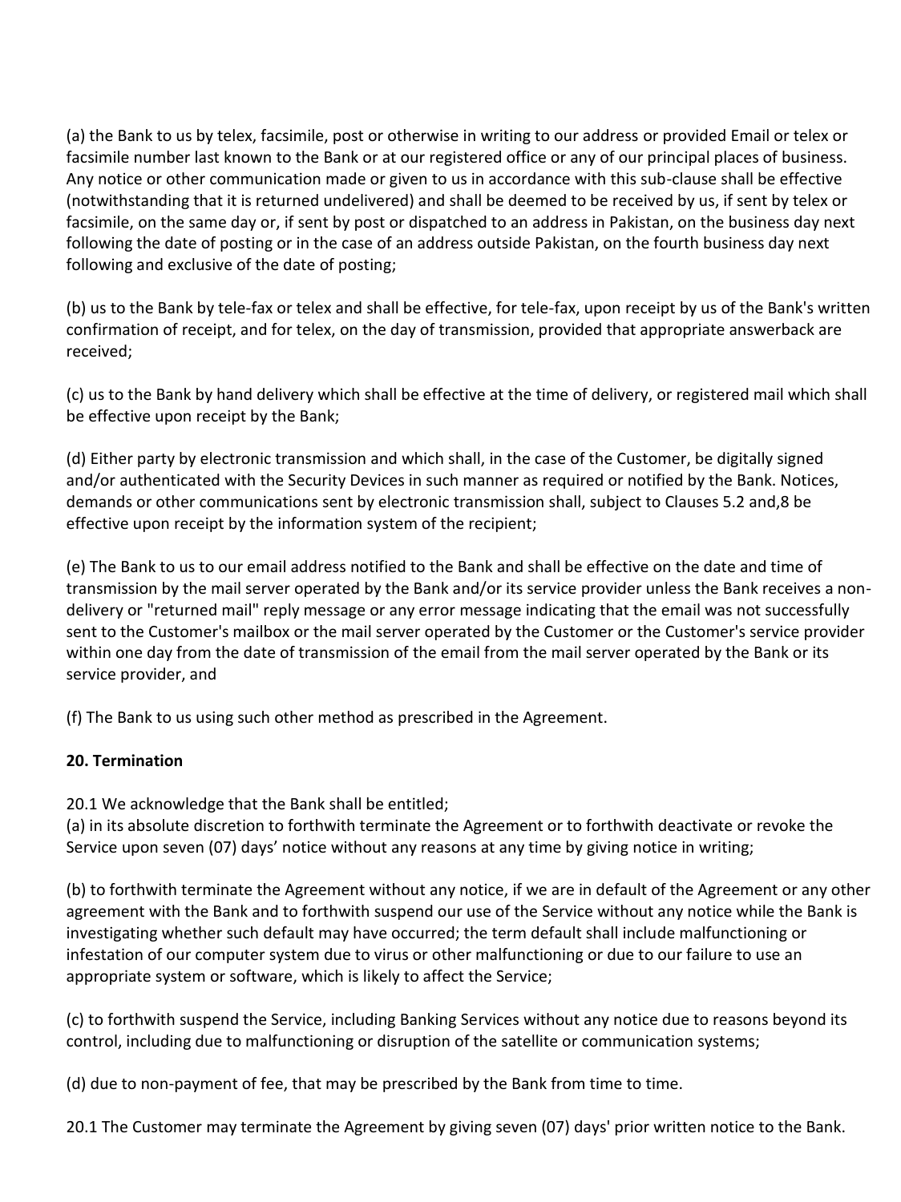(a) the Bank to us by telex, facsimile, post or otherwise in writing to our address or provided Email or telex or facsimile number last known to the Bank or at our registered office or any of our principal places of business. Any notice or other communication made or given to us in accordance with this sub-clause shall be effective (notwithstanding that it is returned undelivered) and shall be deemed to be received by us, if sent by telex or facsimile, on the same day or, if sent by post or dispatched to an address in Pakistan, on the business day next following the date of posting or in the case of an address outside Pakistan, on the fourth business day next following and exclusive of the date of posting;

(b) us to the Bank by tele-fax or telex and shall be effective, for tele-fax, upon receipt by us of the Bank's written confirmation of receipt, and for telex, on the day of transmission, provided that appropriate answerback are received;

(c) us to the Bank by hand delivery which shall be effective at the time of delivery, or registered mail which shall be effective upon receipt by the Bank;

(d) Either party by electronic transmission and which shall, in the case of the Customer, be digitally signed and/or authenticated with the Security Devices in such manner as required or notified by the Bank. Notices, demands or other communications sent by electronic transmission shall, subject to Clauses 5.2 and,8 be effective upon receipt by the information system of the recipient;

(e) The Bank to us to our email address notified to the Bank and shall be effective on the date and time of transmission by the mail server operated by the Bank and/or its service provider unless the Bank receives a non-delivery or "returned mail" reply message or any error message indicating that the email was not successfully sent to the Customer's mailbox or the mail server operated by the Customer or the Customer's service provider within one day from the date of transmission of the email from the mail server operated by the Bank or its service provider, and

(f) The Bank to us using such other method as prescribed in the Agreement.

**20. Termination**

20.1 We acknowledge that the Bank shall be entitled;
(a) in its absolute discretion to forthwith terminate the Agreement or to forthwith deactivate or revoke the Service upon seven (07) days' notice without any reasons at any time by giving notice in writing;

(b) to forthwith terminate the Agreement without any notice, if we are in default of the Agreement or any other agreement with the Bank and to forthwith suspend our use of the Service without any notice while the Bank is investigating whether such default may have occurred; the term default shall include malfunctioning or infestation of our computer system due to virus or other malfunctioning or due to our failure to use an appropriate system or software, which is likely to affect the Service;

(c) to forthwith suspend the Service, including Banking Services without any notice due to reasons beyond its control, including due to malfunctioning or disruption of the satellite or communication systems;

(d) due to non-payment of fee, that may be prescribed by the Bank from time to time.

20.1 The Customer may terminate the Agreement by giving seven (07) days' prior written notice to the Bank.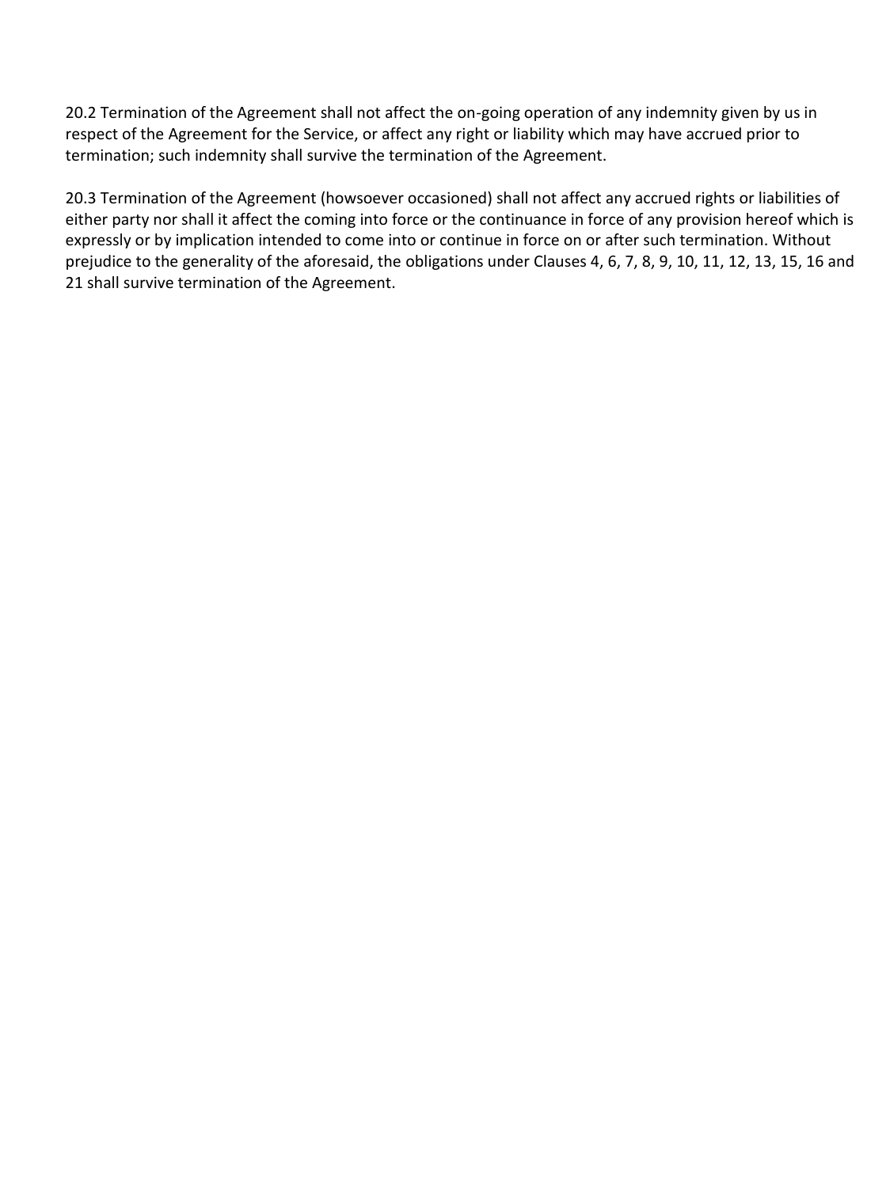20.2 Termination of the Agreement shall not affect the on-going operation of any indemnity given by us in respect of the Agreement for the Service, or affect any right or liability which may have accrued prior to termination; such indemnity shall survive the termination of the Agreement.

20.3 Termination of the Agreement (howsoever occasioned) shall not affect any accrued rights or liabilities of either party nor shall it affect the coming into force or the continuance in force of any provision hereof which is expressly or by implication intended to come into or continue in force on or after such termination. Without prejudice to the generality of the aforesaid, the obligations under Clauses 4, 6, 7, 8, 9, 10, 11, 12, 13, 15, 16 and 21 shall survive termination of the Agreement.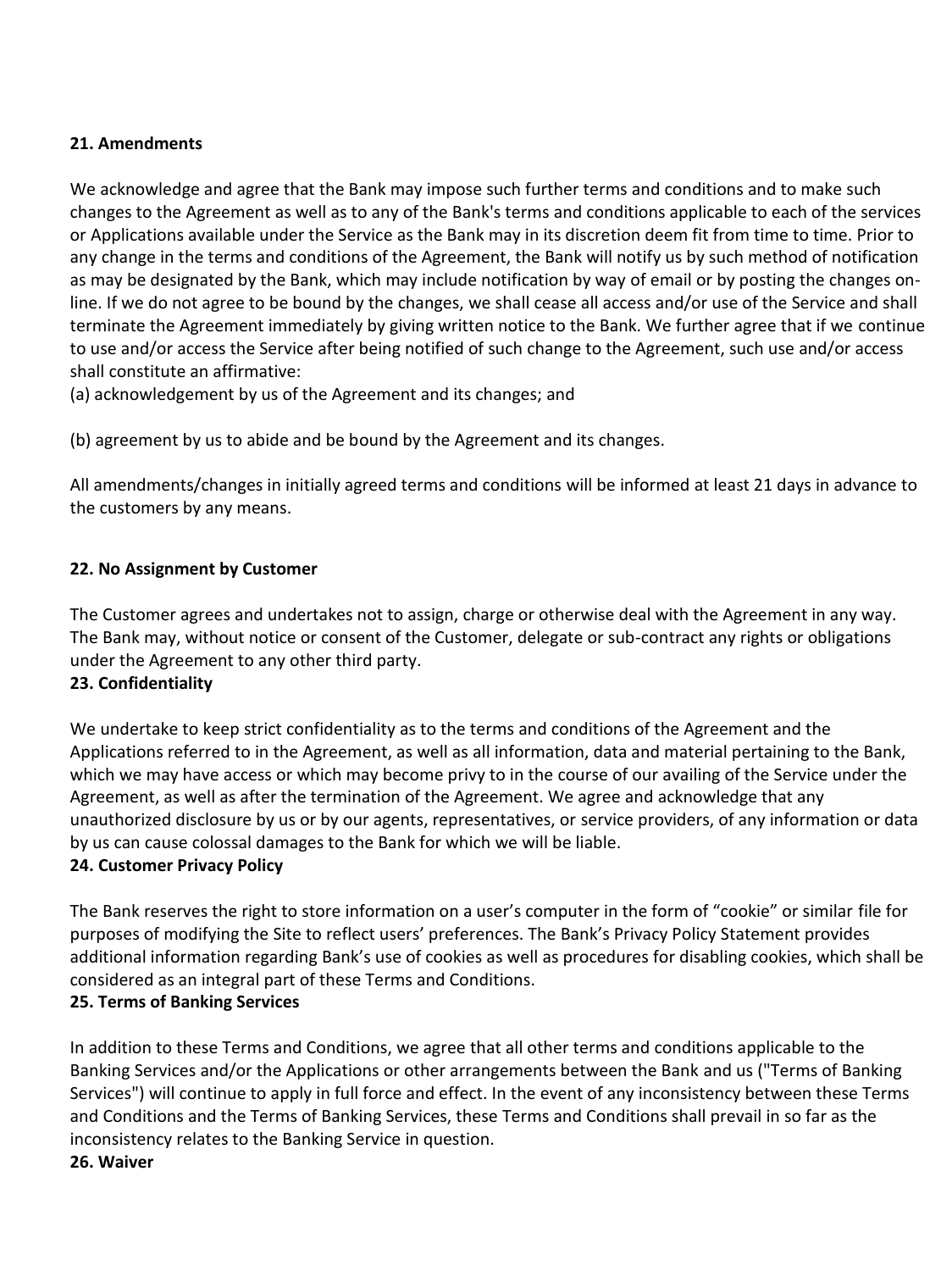**21. Amendments**

We acknowledge and agree that the Bank may impose such further terms and conditions and to make such changes to the Agreement as well as to any of the Bank's terms and conditions applicable to each of the services or Applications available under the Service as the Bank may in its discretion deem fit from time to time. Prior to any change in the terms and conditions of the Agreement, the Bank will notify us by such method of notification as may be designated by the Bank, which may include notification by way of email or by posting the changes on-line. If we do not agree to be bound by the changes, we shall cease all access and/or use of the Service and shall terminate the Agreement immediately by giving written notice to the Bank. We further agree that if we continue to use and/or access the Service after being notified of such change to the Agreement, such use and/or access shall constitute an affirmative:

(a) acknowledgement by us of the Agreement and its changes; and

(b) agreement by us to abide and be bound by the Agreement and its changes.

All amendments/changes in initially agreed terms and conditions will be informed at least 21 days in advance to the customers by any means.

**22. No Assignment by Customer**

The Customer agrees and undertakes not to assign, charge or otherwise deal with the Agreement in any way. The Bank may, without notice or consent of the Customer, delegate or sub-contract any rights or obligations under the Agreement to any other third party.

**23. Confidentiality**

We undertake to keep strict confidentiality as to the terms and conditions of the Agreement and the Applications referred to in the Agreement, as well as all information, data and material pertaining to the Bank, which we may have access or which may become privy to in the course of our availing of the Service under the Agreement, as well as after the termination of the Agreement. We agree and acknowledge that any unauthorized disclosure by us or by our agents, representatives, or service providers, of any information or data by us can cause colossal damages to the Bank for which we will be liable.

**24. Customer Privacy Policy**

The Bank reserves the right to store information on a user's computer in the form of "cookie" or similar file for purposes of modifying the Site to reflect users' preferences. The Bank's Privacy Policy Statement provides additional information regarding Bank's use of cookies as well as procedures for disabling cookies, which shall be considered as an integral part of these Terms and Conditions.

**25. Terms of Banking Services**

In addition to these Terms and Conditions, we agree that all other terms and conditions applicable to the Banking Services and/or the Applications or other arrangements between the Bank and us ("Terms of Banking Services") will continue to apply in full force and effect. In the event of any inconsistency between these Terms and Conditions and the Terms of Banking Services, these Terms and Conditions shall prevail in so far as the inconsistency relates to the Banking Service in question.

**26. Waiver**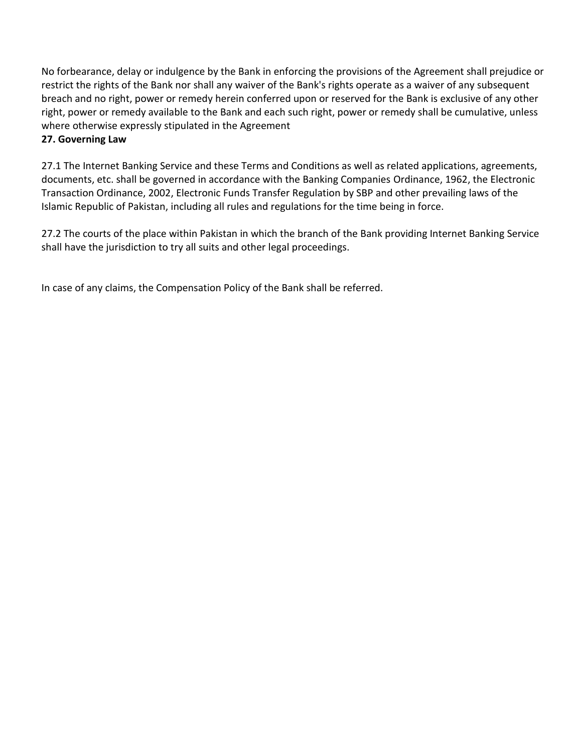No forbearance, delay or indulgence by the Bank in enforcing the provisions of the Agreement shall prejudice or restrict the rights of the Bank nor shall any waiver of the Bank's rights operate as a waiver of any subsequent breach and no right, power or remedy herein conferred upon or reserved for the Bank is exclusive of any other right, power or remedy available to the Bank and each such right, power or remedy shall be cumulative, unless where otherwise expressly stipulated in the Agreement

**27. Governing Law**

27.1 The Internet Banking Service and these Terms and Conditions as well as related applications, agreements, documents, etc. shall be governed in accordance with the Banking Companies Ordinance, 1962, the Electronic Transaction Ordinance, 2002, Electronic Funds Transfer Regulation by SBP and other prevailing laws of the Islamic Republic of Pakistan, including all rules and regulations for the time being in force.

27.2 The courts of the place within Pakistan in which the branch of the Bank providing Internet Banking Service shall have the jurisdiction to try all suits and other legal proceedings.

In case of any claims, the Compensation Policy of the Bank shall be referred.